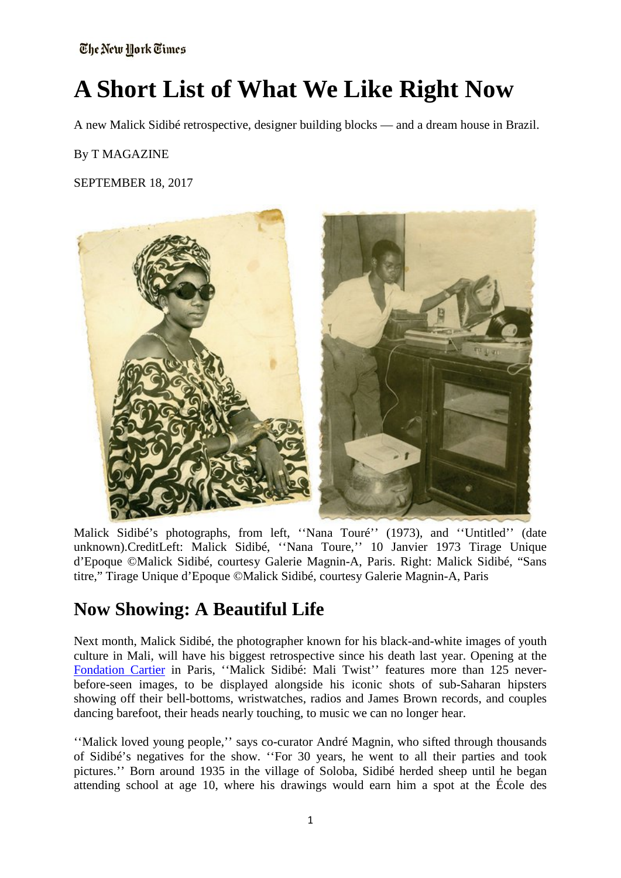The New York Times

# A Short List of What We Like Right Now

A new Malick Sidibé retrospective, designer building blocks — and a dream house in Brazil.

By T MAGAZINE

SEPTEMBER 18, 2017

Malick Sidibé's photographs, from left, ''Nana Touré'' (1973), and ''Untitled'' (date unknown).CreditLeft: Malick Sidibé, ''Nana Toure,'' 10 Janvier 1973 Tirage Unique d'Epoque ©Malick Sidibé, courtesy Galerie Magnin-A, Paris. Right: Malick Sidibé, "Sans titre," Tirage Unique d'Epoque ©Malick Sidibé, courtesy Galerie Magnin-A, Paris

## Now Showing: A Beautiful Life

Next month, Malick Sidibé, the photographer known for his black-and-white images of youth culture in Mali, will have his biggest retrospective since his death last year. Opening at the Fondation Cartier in Paris, ''Malick Sidibé: Mali Twist'' features more than 125 never-before-seen images, to be displayed alongside his iconic shots of sub-Saharan hipsters showing off their bell-bottoms, wristwatches, radios and James Brown records, and couples dancing barefoot, their heads nearly touching, to music we can no longer hear.

''Malick loved young people,'' says co-curator André Magnin, who sifted through thousands of Sidibé's negatives for the show. ''For 30 years, he went to all their parties and took pictures.'' Born around 1935 in the village of Soloba, Sidibé herded sheep until he began attending school at age 10, where his drawings would earn him a spot at the École des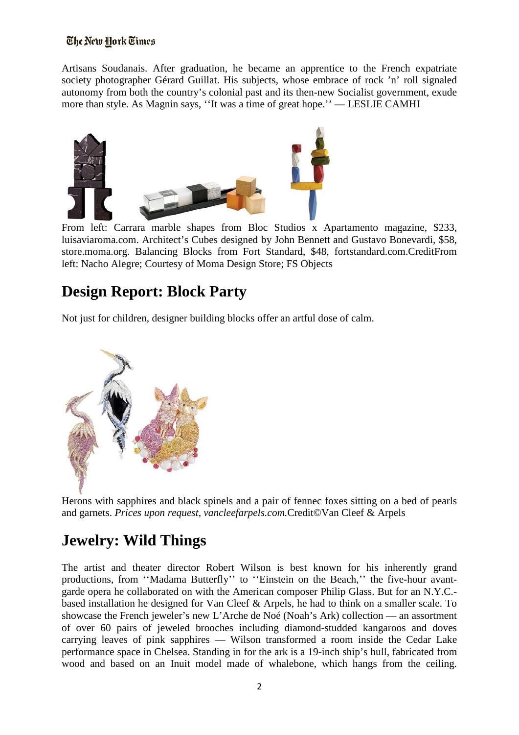Artisans Soudanais. After graduation, he became an apprentice to the French expatriate society photographer Gérard Guillat. His subjects, whose embrace of rock 'n' roll signaled autonomy from both the country's colonial past and its then-new Socialist government, exude more than style. As Magnin says, ''It was a time of great hope.'' — LESLIE CAMHI

From left: Carrara marble shapes from Bloc Studios x Apartamento magazine, $233, luisaviaroma.com. Architect's Cubes designed by John Bennett and Gustavo Bonevardi, $58, store.moma.org. Balancing Blocks from Fort Standard, $48, fortstandard.com.CreditFrom left: Nacho Alegre; Courtesy of Moma Design Store; FS Objects

## Design Report: Block Party

Not just for children, designer building blocks offer an artful dose of calm.

Herons with sapphires and black spinels and a pair of fennec foxes sitting on a bed of pearls and garnets. *Prices upon request, vancleefarpels.com.*Credit©Van Cleef & Arpels

## Jewelry: Wild Things

The artist and theater director Robert Wilson is best known for his inherently grand productions, from ''Madama Butterfly'' to ''Einstein on the Beach,'' the five-hour avant-garde opera he collaborated on with the American composer Philip Glass. But for an N.Y.C.-based installation he designed for Van Cleef & Arpels, he had to think on a smaller scale. To showcase the French jeweler's new L'Arche de Noé (Noah's Ark) collection — an assortment of over 60 pairs of jeweled brooches including diamond-studded kangaroos and doves carrying leaves of pink sapphires — Wilson transformed a room inside the Cedar Lake performance space in Chelsea. Standing in for the ark is a 19-inch ship's hull, fabricated from wood and based on an Inuit model made of whalebone, which hangs from the ceiling.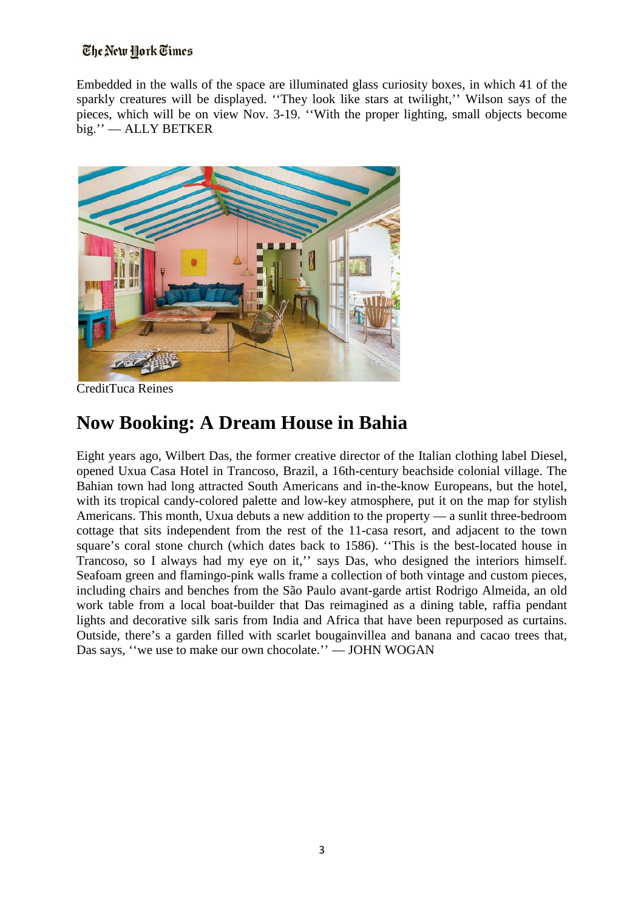Embedded in the walls of the space are illuminated glass curiosity boxes, in which 41 of the sparkly creatures will be displayed. ''They look like stars at twilight,'' Wilson says of the pieces, which will be on view Nov. 3-19. ''With the proper lighting, small objects become big.'' — ALLY BETKER

CreditTuca Reines

## Now Booking: A Dream House in Bahia

Eight years ago, Wilbert Das, the former creative director of the Italian clothing label Diesel, opened Uxua Casa Hotel in Trancoso, Brazil, a 16th-century beachside colonial village. The Bahian town had long attracted South Americans and in-the-know Europeans, but the hotel, with its tropical candy-colored palette and low-key atmosphere, put it on the map for stylish Americans. This month, Uxua debuts a new addition to the property — a sunlit three-bedroom cottage that sits independent from the rest of the 11-casa resort, and adjacent to the town square's coral stone church (which dates back to 1586). ''This is the best-located house in Trancoso, so I always had my eye on it,'' says Das, who designed the interiors himself. Seafoam green and flamingo-pink walls frame a collection of both vintage and custom pieces, including chairs and benches from the São Paulo avant-garde artist Rodrigo Almeida, an old work table from a local boat-builder that Das reimagined as a dining table, raffia pendant lights and decorative silk saris from India and Africa that have been repurposed as curtains. Outside, there's a garden filled with scarlet bougainvillea and banana and cacao trees that, Das says, ''we use to make our own chocolate.'' — JOHN WOGAN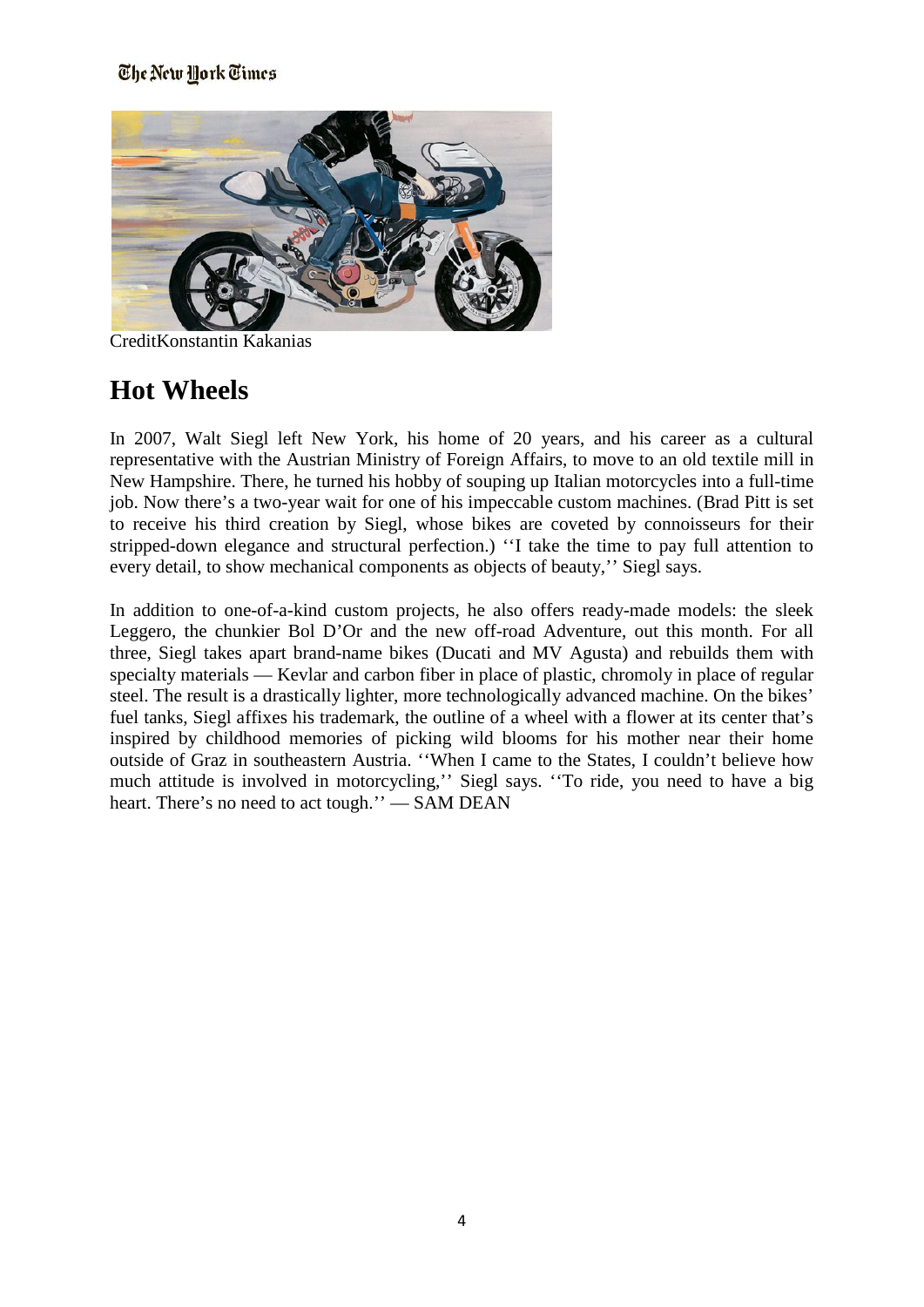CreditKonstantin Kakanias

## Hot Wheels

In 2007, Walt Siegl left New York, his home of 20 years, and his career as a cultural representative with the Austrian Ministry of Foreign Affairs, to move to an old textile mill in New Hampshire. There, he turned his hobby of souping up Italian motorcycles into a full-time job. Now there's a two-year wait for one of his impeccable custom machines. (Brad Pitt is set to receive his third creation by Siegl, whose bikes are coveted by connoisseurs for their stripped-down elegance and structural perfection.) ''I take the time to pay full attention to every detail, to show mechanical components as objects of beauty,'' Siegl says.

In addition to one-of-a-kind custom projects, he also offers ready-made models: the sleek Leggero, the chunkier Bol D'Or and the new off-road Adventure, out this month. For all three, Siegl takes apart brand-name bikes (Ducati and MV Agusta) and rebuilds them with specialty materials — Kevlar and carbon fiber in place of plastic, chromoly in place of regular steel. The result is a drastically lighter, more technologically advanced machine. On the bikes' fuel tanks, Siegl affixes his trademark, the outline of a wheel with a flower at its center that's inspired by childhood memories of picking wild blooms for his mother near their home outside of Graz in southeastern Austria. ''When I came to the States, I couldn't believe how much attitude is involved in motorcycling,'' Siegl says. ''To ride, you need to have a big heart. There's no need to act tough.'' — SAM DEAN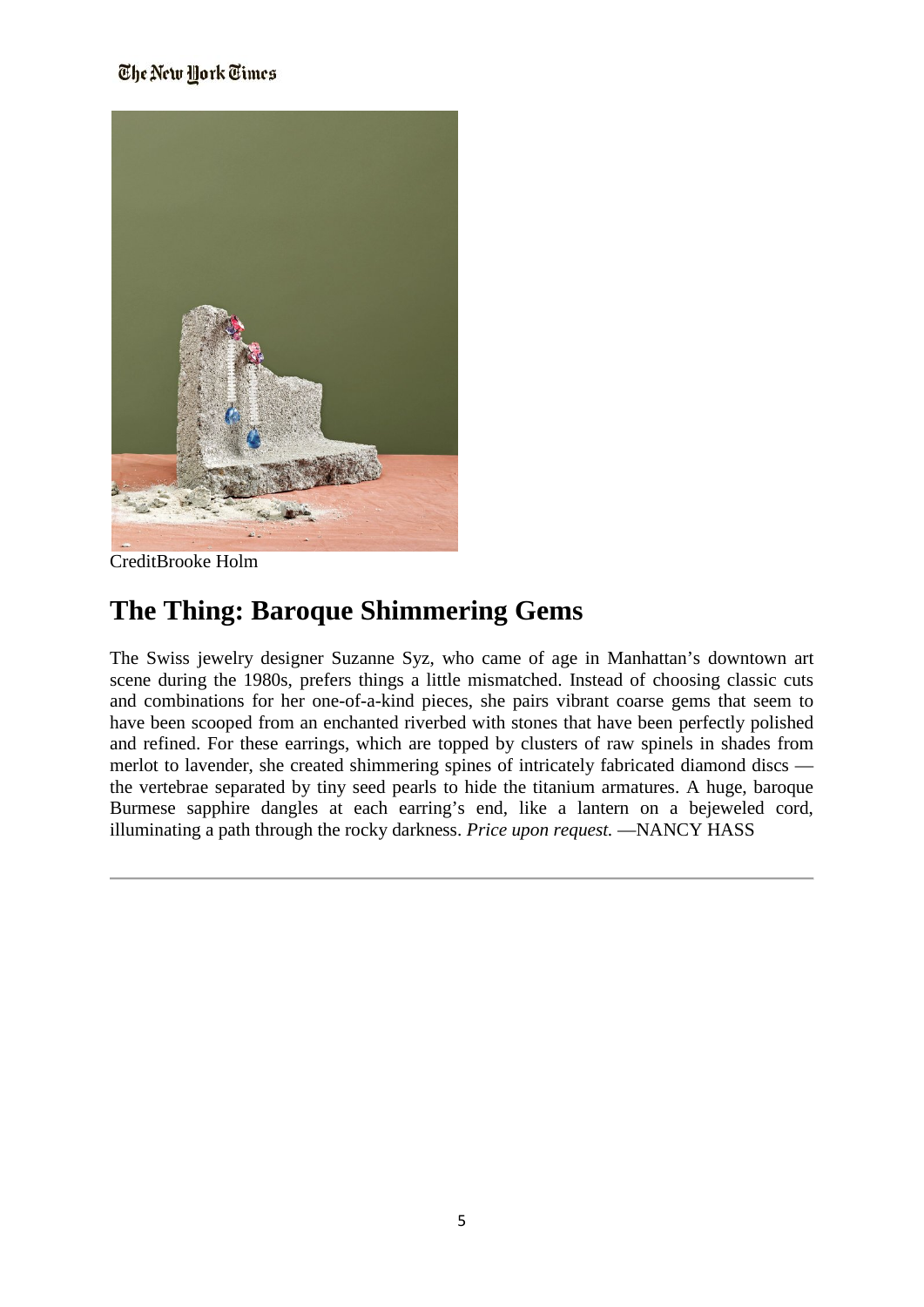CreditBrooke Holm

## The Thing: Baroque Shimmering Gems

The Swiss jewelry designer Suzanne Syz, who came of age in Manhattan's downtown art scene during the 1980s, prefers things a little mismatched. Instead of choosing classic cuts and combinations for her one-of-a-kind pieces, she pairs vibrant coarse gems that seem to have been scooped from an enchanted riverbed with stones that have been perfectly polished and refined. For these earrings, which are topped by clusters of raw spinels in shades from merlot to lavender, she created shimmering spines of intricately fabricated diamond discs — the vertebrae separated by tiny seed pearls to hide the titanium armatures. A huge, baroque Burmese sapphire dangles at each earring's end, like a lantern on a bejeweled cord, illuminating a path through the rocky darkness. *Price upon request.* —NANCY HASS

---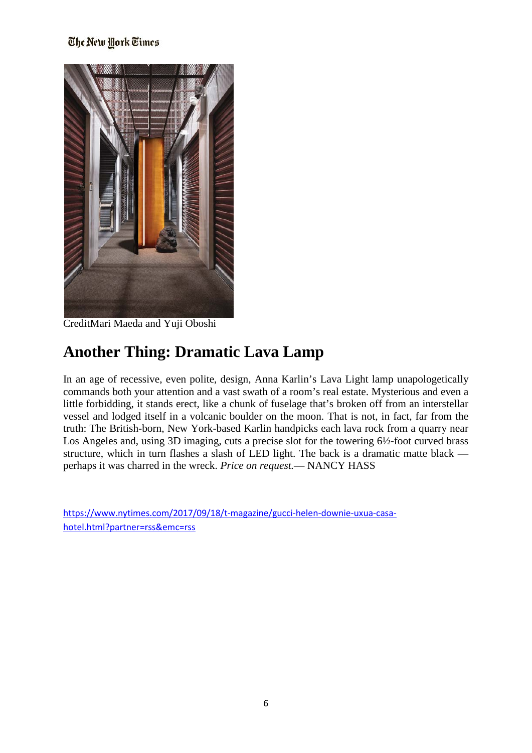CreditMari Maeda and Yuji Oboshi

## Another Thing: Dramatic Lava Lamp

In an age of recessive, even polite, design, Anna Karlin's Lava Light lamp unapologetically commands both your attention and a vast swath of a room's real estate. Mysterious and even a little forbidding, it stands erect, like a chunk of fuselage that's broken off from an interstellar vessel and lodged itself in a volcanic boulder on the moon. That is not, in fact, far from the truth: The British-born, New York-based Karlin handpicks each lava rock from a quarry near Los Angeles and, using 3D imaging, cuts a precise slot for the towering 6½-foot curved brass structure, which in turn flashes a slash of LED light. The back is a dramatic matte black — perhaps it was charred in the wreck. *Price on request.*— NANCY HASS

https://www.nytimes.com/2017/09/18/t-magazine/gucci-helen-downie-uxua-casa-hotel.html?partner=rss&emc=rss